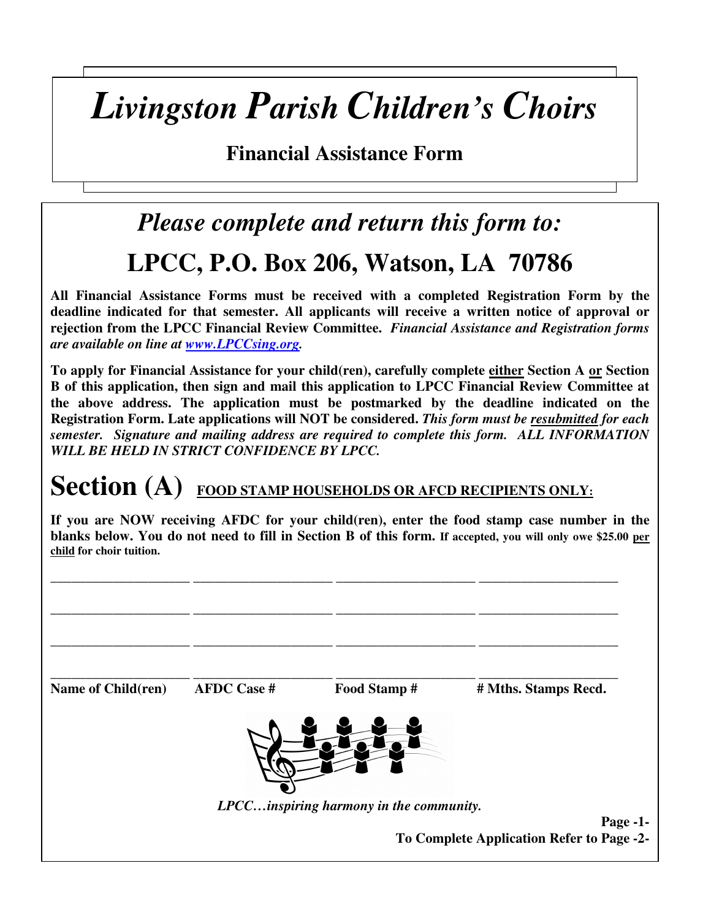# *Livingston Parish Children's Choirs*

## Financial Assistance Form

## *Please complete and return this form to:*

## LPCC, P.O. Box 206, Watson, LA 70786

**All Financial Assistance Forms must be received with a completed Registration Form by the deadline indicated for that semester. All applicants will receive a written notice of approval or rejection from the LPCC Financial Review Committee.** ***Financial Assistance and Registration forms are available on line at [www.LPCCsing.org](http://www.LPCCsing.org).***

**To apply for Financial Assistance for your child(ren), carefully complete <u>either</u> Section A <u>or</u> Section B of this application, then sign and mail this application to LPCC Financial Review Committee at the above address. The application must be postmarked by the deadline indicated on the Registration Form. Late applications will NOT be considered.** ***This form must be <u>resubmitted</u> for each semester. Signature and mailing address are required to complete this form. ALL INFORMATION WILL BE HELD IN STRICT CONFIDENCE BY LPCC.***

# Section (A) <u>FOOD STAMP HOUSEHOLDS OR AFCD RECIPIENTS ONLY:</u>

**If you are NOW receiving AFDC for your child(ren), enter the food stamp case number in the blanks below. You do not need to fill in Section B of this form. If accepted, you will only owe $25.00 <u>per child</u> for choir tuition.**

| Name of Child(ren) | AFDC Case # | Food Stamp # | # Mths. Stamps Recd. |
|---|---|---|---|
| | | | |
| | | | |
| | | | |
| | | | |

*LPCC…inspiring harmony in the community.*

**To Complete Application Refer to Page -2-**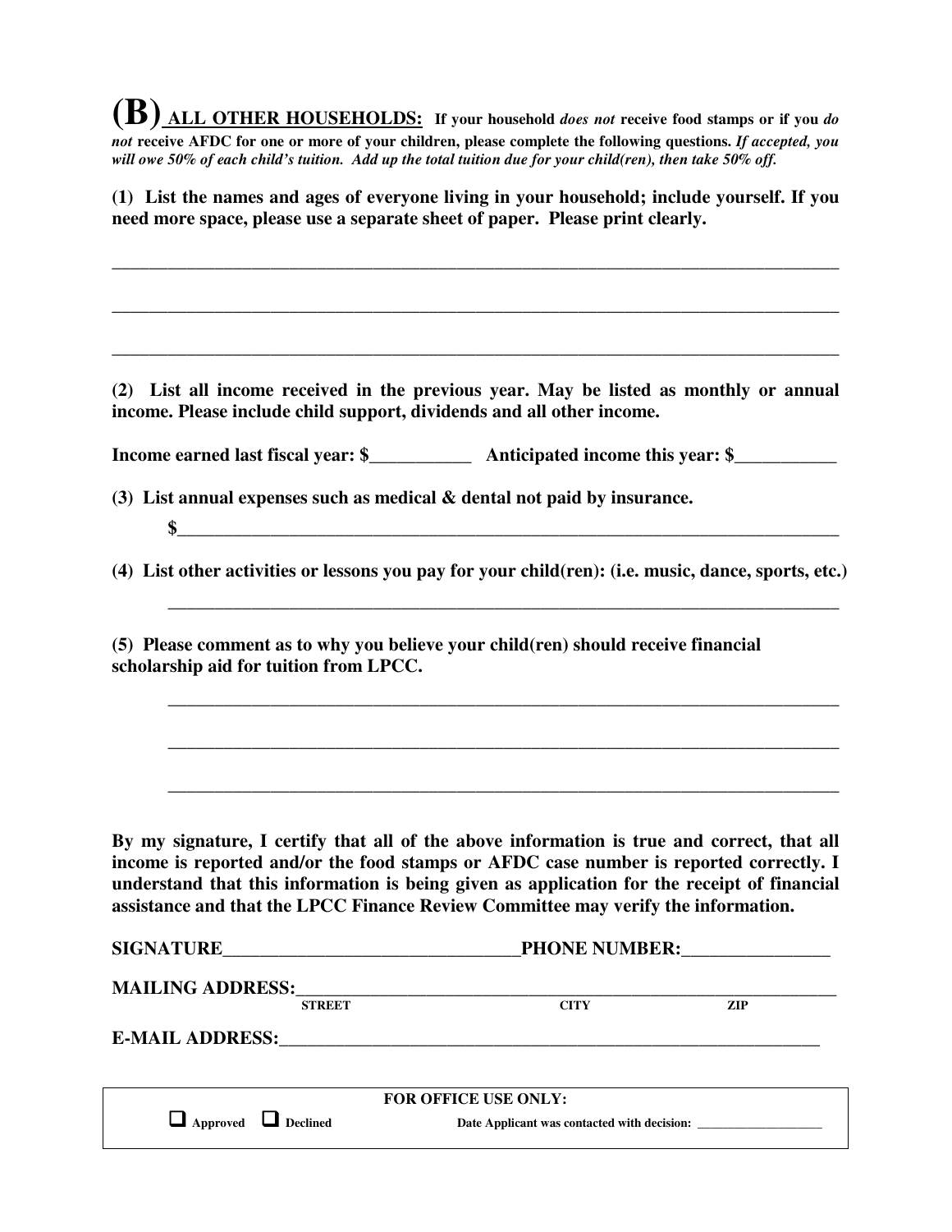**(B) ALL OTHER HOUSEHOLDS:** **If your household *does not* receive food stamps or if you *do not* receive AFDC for one or more of your children, please complete the following questions. *If accepted, you will owe 50% of each child's tuition. Add up the total tuition due for your child(ren), then take 50% off.***

**(1) List the names and ages of everyone living in your household; include yourself. If you need more space, please use a separate sheet of paper. Please print clearly.**

_______________________________________________________________________________

_______________________________________________________________________________

_______________________________________________________________________________

**(2) List all income received in the previous year. May be listed as monthly or annual income. Please include child support, dividends and all other income.**

**Income earned last fiscal year: $___________ Anticipated income this year: $___________**

**(3) List annual expenses such as medical & dental not paid by insurance.**

**$**_____________________________________________________________________________

**(4) List other activities or lessons you pay for your child(ren): (i.e. music, dance, sports, etc.)**

_____________________________________________________________________________

**(5) Please comment as to why you believe your child(ren) should receive financial scholarship aid for tuition from LPCC.**

_____________________________________________________________________________

_____________________________________________________________________________

_____________________________________________________________________________

**By my signature, I certify that all of the above information is true and correct, that all income is reported and/or the food stamps or AFDC case number is reported correctly. I understand that this information is being given as application for the receipt of financial assistance and that the LPCC Finance Review Committee may verify the information.**

**SIGNATURE________________________________PHONE NUMBER:________________**

**MAILING ADDRESS:______________________________________________________________**
**STREET CITY ZIP**

**E-MAIL ADDRESS:______________________________________________________________**

**FOR OFFICE USE ONLY:**

☐ **Approved** ☐ **Declined** **Date Applicant was contacted with decision:** ____________________